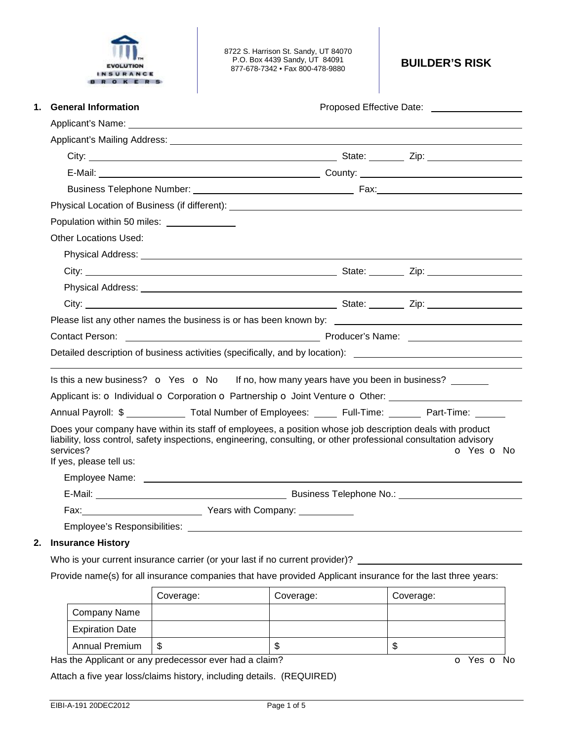EVOLUTION INSURANCE BROKERS

8722 S. Harrison St. Sandy, UT 84070
P.O. Box 4439 Sandy, UT 84091
877-678-7342 • Fax 800-478-9880

# BUILDER'S RISK

## 1. General Information

Proposed Effective Date: ____________

Applicant's Name: ____________

Applicant's Mailing Address: ____________

City: ____________ State: ______ Zip: ____________

E-Mail: ____________ County: ____________

Business Telephone Number: ____________ Fax: ____________

Physical Location of Business (if different): ____________

Population within 50 miles: ____________

Other Locations Used:

Physical Address: ____________

City: ____________ State: ______ Zip: ____________

Physical Address: ____________

City: ____________ State: ______ Zip: ____________

Please list any other names the business is or has been known by: ____________

Contact Person: ____________ Producer's Name: ____________

Detailed description of business activities (specifically, and by location): ____________

Is this a new business? o Yes o No If no, how many years have you been in business? ______

Applicant is: o Individual o Corporation o Partnership o Joint Venture o Other: ____________

Annual Payroll: $ ____________ Total Number of Employees: ____ Full-Time: ______ Part-Time: ______

Does your company have within its staff of employees, a position whose job description deals with product liability, loss control, safety inspections, engineering, consulting, or other professional consultation advisory services? o Yes o No

If yes, please tell us:

Employee Name: ____________

E-Mail: ____________ Business Telephone No.: ____________

Fax: ____________ Years with Company: ____________

Employee's Responsibilities: ____________

## 2. Insurance History

Who is your current insurance carrier (or your last if no current provider)? ____________

Provide name(s) for all insurance companies that have provided Applicant insurance for the last three years:

| | Coverage: | Coverage: | Coverage: |
|---|---|---|---|
| Company Name | | | |
| Expiration Date | | | |
| Annual Premium | $ | $ | $ |

Has the Applicant or any predecessor ever had a claim? o Yes o No

Attach a five year loss/claims history, including details. (REQUIRED)

EIBI-A-191 20DEC2012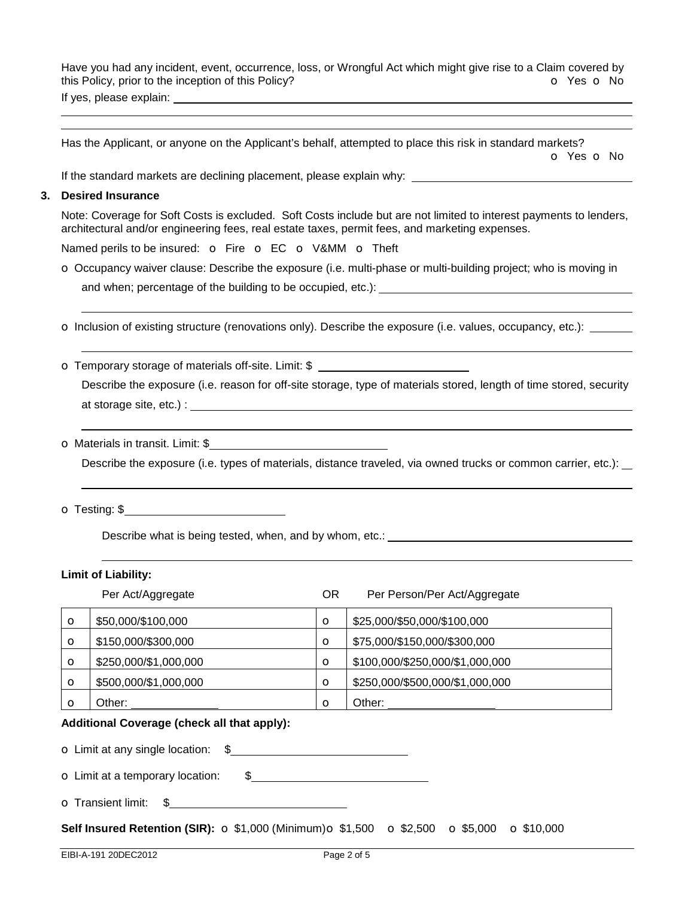Have you had any incident, event, occurrence, loss, or Wrongful Act which might give rise to a Claim covered by this Policy, prior to the inception of this Policy? o Yes o No

If yes, please explain: \_\_\_\_\_\_\_\_\_\_\_\_\_\_\_\_\_\_\_\_\_\_\_\_\_\_\_\_\_\_\_\_\_\_\_\_\_\_\_\_

Has the Applicant, or anyone on the Applicant's behalf, attempted to place this risk in standard markets? o Yes o No

If the standard markets are declining placement, please explain why: \_\_\_\_\_\_\_\_\_\_\_\_\_\_\_\_\_\_\_\_

## 3. Desired Insurance

Note: Coverage for Soft Costs is excluded. Soft Costs include but are not limited to interest payments to lenders, architectural and/or engineering fees, real estate taxes, permit fees, and marketing expenses.

Named perils to be insured: o Fire o EC o V&MM o Theft

o Occupancy waiver clause: Describe the exposure (i.e. multi-phase or multi-building project; who is moving in and when; percentage of the building to be occupied, etc.): \_\_\_\_\_\_\_\_\_\_\_\_\_\_\_\_\_\_\_\_

o Inclusion of existing structure (renovations only). Describe the exposure (i.e. values, occupancy, etc.): \_\_\_\_\_\_\_\_\_\_

o Temporary storage of materials off-site. Limit: $ \_\_\_\_\_\_\_\_\_\_\_\_\_\_\_\_\_\_\_\_

Describe the exposure (i.e. reason for off-site storage, type of materials stored, length of time stored, security at storage site, etc.) : \_\_\_\_\_\_\_\_\_\_\_\_\_\_\_\_\_\_\_\_

o Materials in transit. Limit: $\_\_\_\_\_\_\_\_\_\_\_\_\_\_\_\_\_\_\_\_

Describe the exposure (i.e. types of materials, distance traveled, via owned trucks or common carrier, etc.): \_\_\_\_\_\_\_\_\_\_

o Testing: $\_\_\_\_\_\_\_\_\_\_\_\_\_\_\_\_\_\_\_\_

Describe what is being tested, when, and by whom, etc.: \_\_\_\_\_\_\_\_\_\_\_\_\_\_\_\_\_\_\_\_

**Limit of Liability:**

| | Per Act/Aggregate | OR | Per Person/Per Act/Aggregate |
|---|---|---|---|
| o | $50,000/$100,000 | o | $25,000/$50,000/$100,000 |
| o | $150,000/$300,000 | o | $75,000/$150,000/$300,000 |
| o | $250,000/$1,000,000 | o | $100,000/$250,000/$1,000,000 |
| o | $500,000/$1,000,000 | o | $250,000/$500,000/$1,000,000 |
| o | Other: \_\_\_\_\_\_\_\_\_\_ | o | Other: \_\_\_\_\_\_\_\_\_\_ |

**Additional Coverage (check all that apply):**

o Limit at any single location: $\_\_\_\_\_\_\_\_\_\_\_\_\_\_\_\_\_\_\_\_

o Limit at a temporary location: $\_\_\_\_\_\_\_\_\_\_\_\_\_\_\_\_\_\_\_\_

o Transient limit: $\_\_\_\_\_\_\_\_\_\_\_\_\_\_\_\_\_\_\_\_

**Self Insured Retention (SIR):** o $1,000 (Minimum) o $1,500 o $2,500 o $5,000 o $10,000

EIBI-A-191 20DEC2012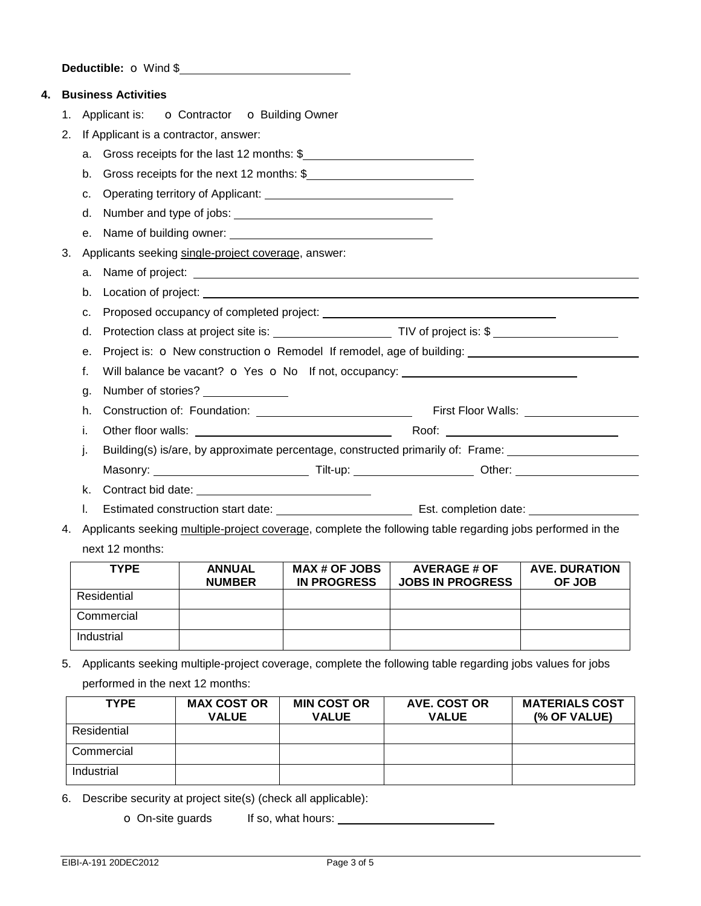**Deductible:** o Wind $\_\_\_\_\_\_\_\_\_\_\_\_\_\_\_\_\_\_\_\_

## 4. Business Activities

1. Applicant is: o Contractor o Building Owner
2. If Applicant is a contractor, answer:
   a. Gross receipts for the last 12 months: $\_\_\_\_\_\_\_\_\_\_\_\_\_\_\_\_\_\_\_\_
   b. Gross receipts for the next 12 months: $\_\_\_\_\_\_\_\_\_\_\_\_\_\_\_\_\_\_\_\_
   c. Operating territory of Applicant: \_\_\_\_\_\_\_\_\_\_\_\_\_\_\_\_\_\_\_\_
   d. Number and type of jobs: \_\_\_\_\_\_\_\_\_\_\_\_\_\_\_\_\_\_\_\_
   e. Name of building owner: \_\_\_\_\_\_\_\_\_\_\_\_\_\_\_\_\_\_\_\_
3. Applicants seeking <u>single-project coverage</u>, answer:
   a. Name of project: \_\_\_\_\_\_\_\_\_\_\_\_\_\_\_\_\_\_\_\_
   b. Location of project: \_\_\_\_\_\_\_\_\_\_\_\_\_\_\_\_\_\_\_\_
   c. Proposed occupancy of completed project: \_\_\_\_\_\_\_\_\_\_\_\_\_\_\_\_\_\_\_\_
   d. Protection class at project site is: \_\_\_\_\_\_\_\_\_\_\_\_\_\_\_\_\_\_\_\_ TIV of project is: $\_\_\_\_\_\_\_\_\_\_\_\_\_\_\_\_\_\_\_\_
   e. Project is: o New construction o Remodel If remodel, age of building: \_\_\_\_\_\_\_\_\_\_\_\_\_\_\_\_\_\_\_\_
   f. Will balance be vacant? o Yes o No If not, occupancy: \_\_\_\_\_\_\_\_\_\_\_\_\_\_\_\_\_\_\_\_
   g. Number of stories? \_\_\_\_\_\_\_\_\_\_
   h. Construction of: Foundation: \_\_\_\_\_\_\_\_\_\_\_\_\_\_\_\_\_\_\_\_ First Floor Walls: \_\_\_\_\_\_\_\_\_\_\_\_\_\_\_\_\_\_\_\_
   i. Other floor walls: \_\_\_\_\_\_\_\_\_\_\_\_\_\_\_\_\_\_\_\_ Roof: \_\_\_\_\_\_\_\_\_\_\_\_\_\_\_\_\_\_\_\_
   j. Building(s) is/are, by approximate percentage, constructed primarily of: Frame: \_\_\_\_\_\_\_\_\_\_\_\_\_\_\_\_\_\_\_\_
      Masonry: \_\_\_\_\_\_\_\_\_\_\_\_\_\_\_\_\_\_\_\_ Tilt-up: \_\_\_\_\_\_\_\_\_\_\_\_\_\_\_\_\_\_\_\_ Other: \_\_\_\_\_\_\_\_\_\_\_\_\_\_\_\_\_\_\_\_
   k. Contract bid date: \_\_\_\_\_\_\_\_\_\_\_\_\_\_\_\_\_\_\_\_
   l. Estimated construction start date: \_\_\_\_\_\_\_\_\_\_\_\_\_\_\_\_\_\_\_\_ Est. completion date: \_\_\_\_\_\_\_\_\_\_\_\_\_\_\_\_\_\_\_\_
4. Applicants seeking <u>multiple-project coverage</u>, complete the following table regarding jobs performed in the next 12 months:

| TYPE | ANNUAL NUMBER | MAX # OF JOBS IN PROGRESS | AVERAGE # OF JOBS IN PROGRESS | AVE. DURATION OF JOB |
|---|---|---|---|---|
| Residential | | | | |
| Commercial | | | | |
| Industrial | | | | |

5. Applicants seeking multiple-project coverage, complete the following table regarding jobs values for jobs performed in the next 12 months:

| TYPE | MAX COST OR VALUE | MIN COST OR VALUE | AVE. COST OR VALUE | MATERIALS COST (% OF VALUE) |
|---|---|---|---|---|
| Residential | | | | |
| Commercial | | | | |
| Industrial | | | | |

6. Describe security at project site(s) (check all applicable):

   o On-site guards If so, what hours: \_\_\_\_\_\_\_\_\_\_\_\_\_\_\_\_\_\_\_\_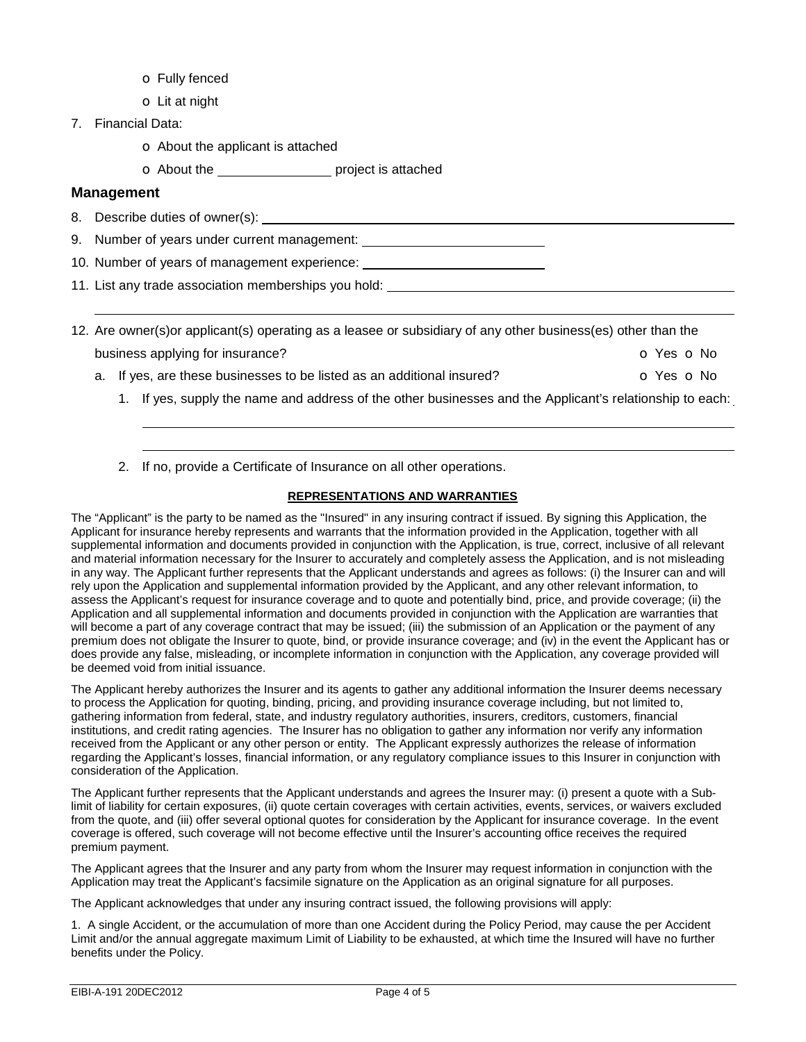- o Fully fenced
- o Lit at night

7. Financial Data:
   - o About the applicant is attached
   - o About the _______________ project is attached

## Management

8. Describe duties of owner(s): ____________________________________________
9. Number of years under current management: ________________________
10. Number of years of management experience: ________________________
11. List any trade association memberships you hold: ________________________________________

____________________________________________________________________________

12. Are owner(s)or applicant(s) operating as a leasee or subsidiary of any other business(es) other than the business applying for insurance? o Yes o No
    a. If yes, are these businesses to be listed as an additional insured? o Yes o No
       1. If yes, supply the name and address of the other businesses and the Applicant's relationship to each: ____________________________________________________________________________

          ____________________________________________________________________________
       2. If no, provide a Certificate of Insurance on all other operations.

**REPRESENTATIONS AND WARRANTIES**

The "Applicant" is the party to be named as the "Insured" in any insuring contract if issued. By signing this Application, the Applicant for insurance hereby represents and warrants that the information provided in the Application, together with all supplemental information and documents provided in conjunction with the Application, is true, correct, inclusive of all relevant and material information necessary for the Insurer to accurately and completely assess the Application, and is not misleading in any way. The Applicant further represents that the Applicant understands and agrees as follows: (i) the Insurer can and will rely upon the Application and supplemental information provided by the Applicant, and any other relevant information, to assess the Applicant's request for insurance coverage and to quote and potentially bind, price, and provide coverage; (ii) the Application and all supplemental information and documents provided in conjunction with the Application are warranties that will become a part of any coverage contract that may be issued; (iii) the submission of an Application or the payment of any premium does not obligate the Insurer to quote, bind, or provide insurance coverage; and (iv) in the event the Applicant has or does provide any false, misleading, or incomplete information in conjunction with the Application, any coverage provided will be deemed void from initial issuance.

The Applicant hereby authorizes the Insurer and its agents to gather any additional information the Insurer deems necessary to process the Application for quoting, binding, pricing, and providing insurance coverage including, but not limited to, gathering information from federal, state, and industry regulatory authorities, insurers, creditors, customers, financial institutions, and credit rating agencies. The Insurer has no obligation to gather any information nor verify any information received from the Applicant or any other person or entity. The Applicant expressly authorizes the release of information regarding the Applicant's losses, financial information, or any regulatory compliance issues to this Insurer in conjunction with consideration of the Application.

The Applicant further represents that the Applicant understands and agrees the Insurer may: (i) present a quote with a Sub-limit of liability for certain exposures, (ii) quote certain coverages with certain activities, events, services, or waivers excluded from the quote, and (iii) offer several optional quotes for consideration by the Applicant for insurance coverage. In the event coverage is offered, such coverage will not become effective until the Insurer's accounting office receives the required premium payment.

The Applicant agrees that the Insurer and any party from whom the Insurer may request information in conjunction with the Application may treat the Applicant's facsimile signature on the Application as an original signature for all purposes.

The Applicant acknowledges that under any insuring contract issued, the following provisions will apply:

1. A single Accident, or the accumulation of more than one Accident during the Policy Period, may cause the per Accident Limit and/or the annual aggregate maximum Limit of Liability to be exhausted, at which time the Insured will have no further benefits under the Policy.

EIBI-A-191 20DEC2012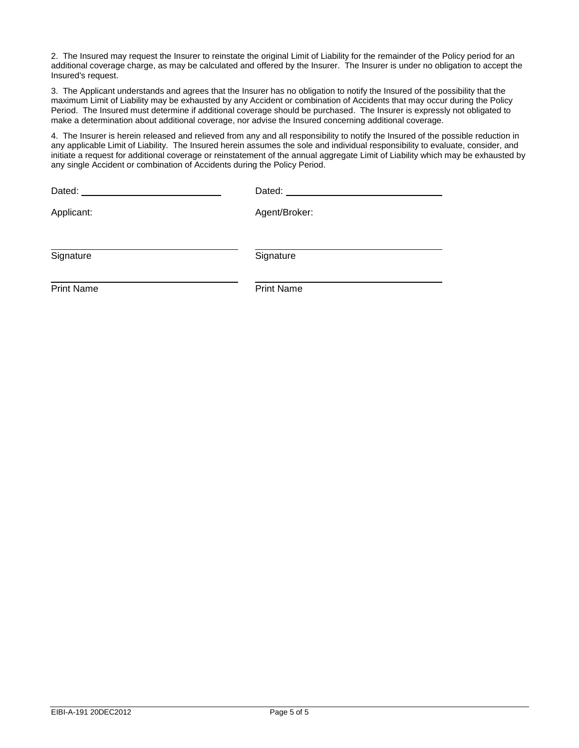2. The Insured may request the Insurer to reinstate the original Limit of Liability for the remainder of the Policy period for an additional coverage charge, as may be calculated and offered by the Insurer. The Insurer is under no obligation to accept the Insured's request.

3. The Applicant understands and agrees that the Insurer has no obligation to notify the Insured of the possibility that the maximum Limit of Liability may be exhausted by any Accident or combination of Accidents that may occur during the Policy Period. The Insured must determine if additional coverage should be purchased. The Insurer is expressly not obligated to make a determination about additional coverage, nor advise the Insured concerning additional coverage.

4. The Insurer is herein released and relieved from any and all responsibility to notify the Insured of the possible reduction in any applicable Limit of Liability. The Insured herein assumes the sole and individual responsibility to evaluate, consider, and initiate a request for additional coverage or reinstatement of the annual aggregate Limit of Liability which may be exhausted by any single Accident or combination of Accidents during the Policy Period.

| | |
|---|---|
| Dated: ______________________ | Dated: ______________________ |
| Applicant: | Agent/Broker: |
| ______________________<br>Signature | ______________________<br>Signature |
| ______________________<br>Print Name | ______________________<br>Print Name |

EIBI-A-191 20DEC2012